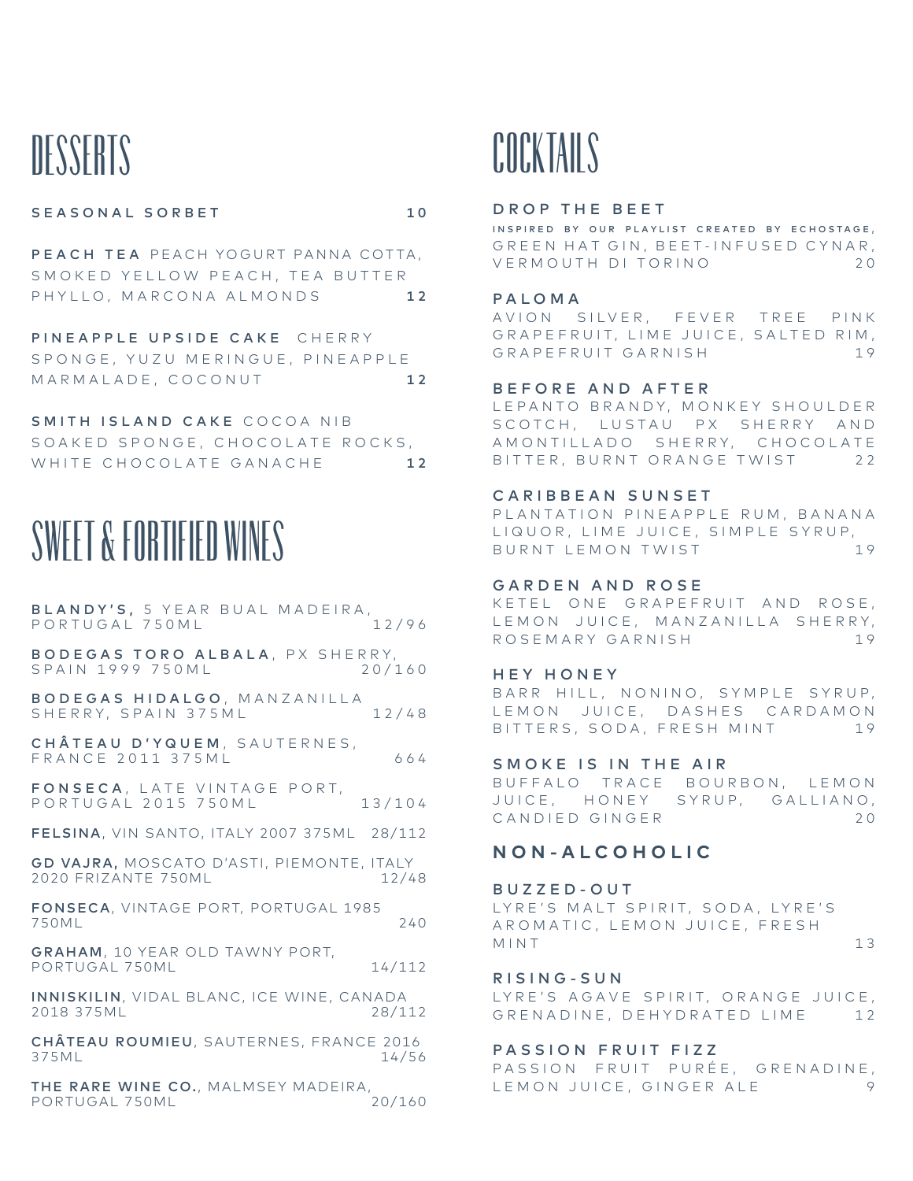# DESSERTS

**SEASONAL SORBET** 10

**PEACH TEA** PEACH YOGURT PANNA COTTA, SMOKED YELLOW PEACH, TEA BUTTER PHYLLO, MARCONA ALMONDS **12**

**PINEAPPLE UPSIDE CAKE** CHERRY SPONGE, YUZU MERINGUE, PINEAPPLE MARMALADE, COCONUT **12**

**SMITH ISLAND CAKE** COCOA NIB SOAKED SPONGE, CHOCOLATE ROCKS, WHITE CHOCOLATE GANACHE **12**

# SWEET & FORTIFIED WINES

**BLANDY'S,** 5 YEAR BUAL MADEIRA, PORTUGAL 750ML 12/96

**BODEGAS TORO ALBALA**, PX SHERRY, SPAIN 1999 750ML 20/160

**BODEGAS HIDALGO**, MANZANILLA SHERRY, SPAIN 375ML 12/48

**CHÂTEAU D'YQUEM**, SAUTERNES, FRANCE 2011 375ML 664

**FONSECA**, LATE VINTAGE PORT, PORTUGAL 2015 750ML 13/104

**FELSINA**, VIN SANTO, ITALY 2007 375ML 28/112

**GD VAJRA,** MOSCATO D'ASTI, PIEMONTE, ITALY 2020 FRIZANTE 750ML 12/48

**FONSECA**, VINTAGE PORT, PORTUGAL 1985 750ML 240

**GRAHAM**, 10 YEAR OLD TAWNY PORT, PORTUGAL 750ML 14/112

**INNISKILIN**, VIDAL BLANC, ICE WINE, CANADA 2018 375ML 28/112

**CHÂTEAU ROUMIEU**, SAUTERNES, FRANCE 2016 375ML 14/56

**THE RARE WINE CO.**, MALMSEY MADEIRA, PORTUGAL 750ML 20/160

# COCKTAILS

**DROP THE BEET**
**INSPIRED BY OUR PLAYLIST CREATED BY ECHOSTAGE,** GREEN HAT GIN, BEET-INFUSED CYNAR, VERMOUTH DI TORINO 20

**PALOMA**
AVION SILVER, FEVER TREE PINK GRAPEFRUIT, LIME JUICE, SALTED RIM, GRAPEFRUIT GARNISH 19

**BEFORE AND AFTER**
LEPANTO BRANDY, MONKEY SHOULDER SCOTCH, LUSTAU PX SHERRY AND AMONTILLADO SHERRY, CHOCOLATE BITTER, BURNT ORANGE TWIST 22

**CARIBBEAN SUNSET**
PLANTATION PINEAPPLE RUM, BANANA LIQUOR, LIME JUICE, SIMPLE SYRUP, BURNT LEMON TWIST 19

**GARDEN AND ROSE**
KETEL ONE GRAPEFRUIT AND ROSE, LEMON JUICE, MANZANILLA SHERRY, ROSEMARY GARNISH 19

**HEY HONEY**
BARR HILL, NONINO, SYMPLE SYRUP, LEMON JUICE, DASHES CARDAMON BITTERS, SODA, FRESH MINT 19

**SMOKE IS IN THE AIR**
BUFFALO TRACE BOURBON, LEMON JUICE, HONEY SYRUP, GALLIANO, CANDIED GINGER 20

## NON-ALCOHOLIC

**BUZZED-OUT**
LYRE'S MALT SPIRIT, SODA, LYRE'S AROMATIC, LEMON JUICE, FRESH MINT 13

**RISING-SUN**
LYRE'S AGAVE SPIRIT, ORANGE JUICE, GRENADINE, DEHYDRATED LIME 12

**PASSION FRUIT FIZZ**
PASSION FRUIT PURÉE, GRENADINE, LEMON JUICE, GINGER ALE 9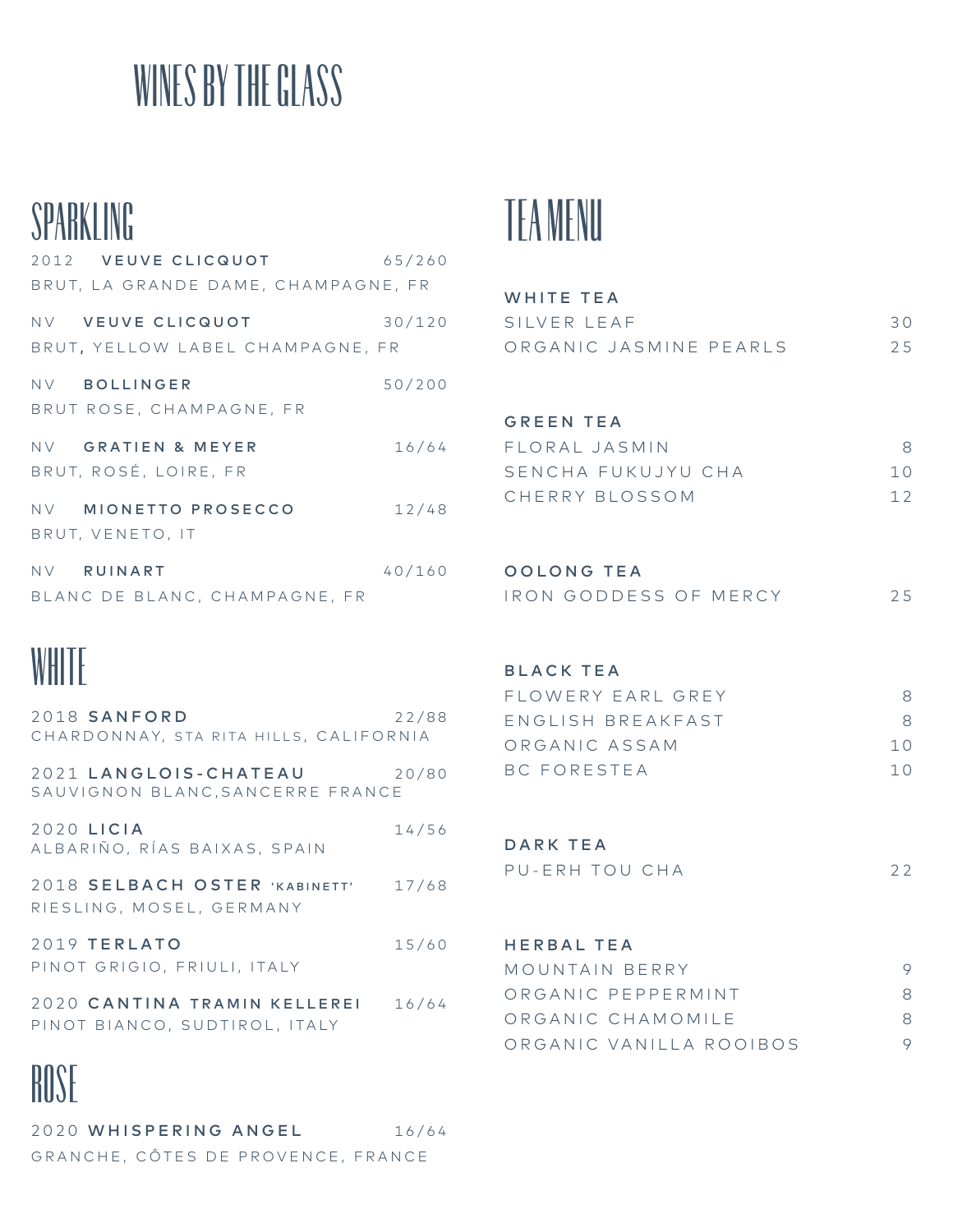# WINES BY THE GLASS

## SPARKLING

2012 **VEUVE CLICQUOT** 65/260
BRUT, LA GRANDE DAME, CHAMPAGNE, FR

NV **VEUVE CLICQUOT** 30/120
BRUT**,** YELLOW LABEL CHAMPAGNE, FR

NV **BOLLINGER** 50/200
BRUT ROSE, CHAMPAGNE, FR

NV **GRATIEN & MEYER** 16/64
BRUT, ROSÉ, LOIRE, FR

NV **MIONETTO PROSECCO** 12/48
BRUT, VENETO, IT

NV **RUINART** 40/160
BLANC DE BLANC, CHAMPAGNE, FR

## WHITE

2018 **SANFORD** 22/88
CHARDONNAY, STA RITA HILLS, CALIFORNIA

2021 **LANGLOIS-CHATEAU** 20/80
SAUVIGNON BLANC,SANCERRE FRANCE

2020 **LICIA** 14/56
ALBARIÑO, RÍAS BAIXAS, SPAIN

2018 **SELBACH OSTER** **'KABINETT'** 17/68
RIESLING, MOSEL, GERMANY

2019 **TERLATO** 15/60
PINOT GRIGIO, FRIULI, ITALY

2020 **CANTINA TRAMIN KELLEREI** 16/64
PINOT BIANCO, SUDTIROL, ITALY

## ROSE

2020 **WHISPERING ANGEL** 16/64
GRANCHE, CÔTES DE PROVENCE, FRANCE

## TEA MENU

**WHITE TEA**
SILVER LEAF 30
ORGANIC JASMINE PEARLS 25

**GREEN TEA**
FLORAL JASMIN 8
SENCHA FUKUJYU CHA 10
CHERRY BLOSSOM 12

**OOLONG TEA**
IRON GODDESS OF MERCY 25

**BLACK TEA**
FLOWERY EARL GREY 8
ENGLISH BREAKFAST 8
ORGANIC ASSAM 10
BC FORESTEA 10

**DARK TEA**
PU-ERH TOU CHA 22

**HERBAL TEA**
MOUNTAIN BERRY 9
ORGANIC PEPPERMINT 8
ORGANIC CHAMOMILE 8
ORGANIC VANILLA ROOIBOS 9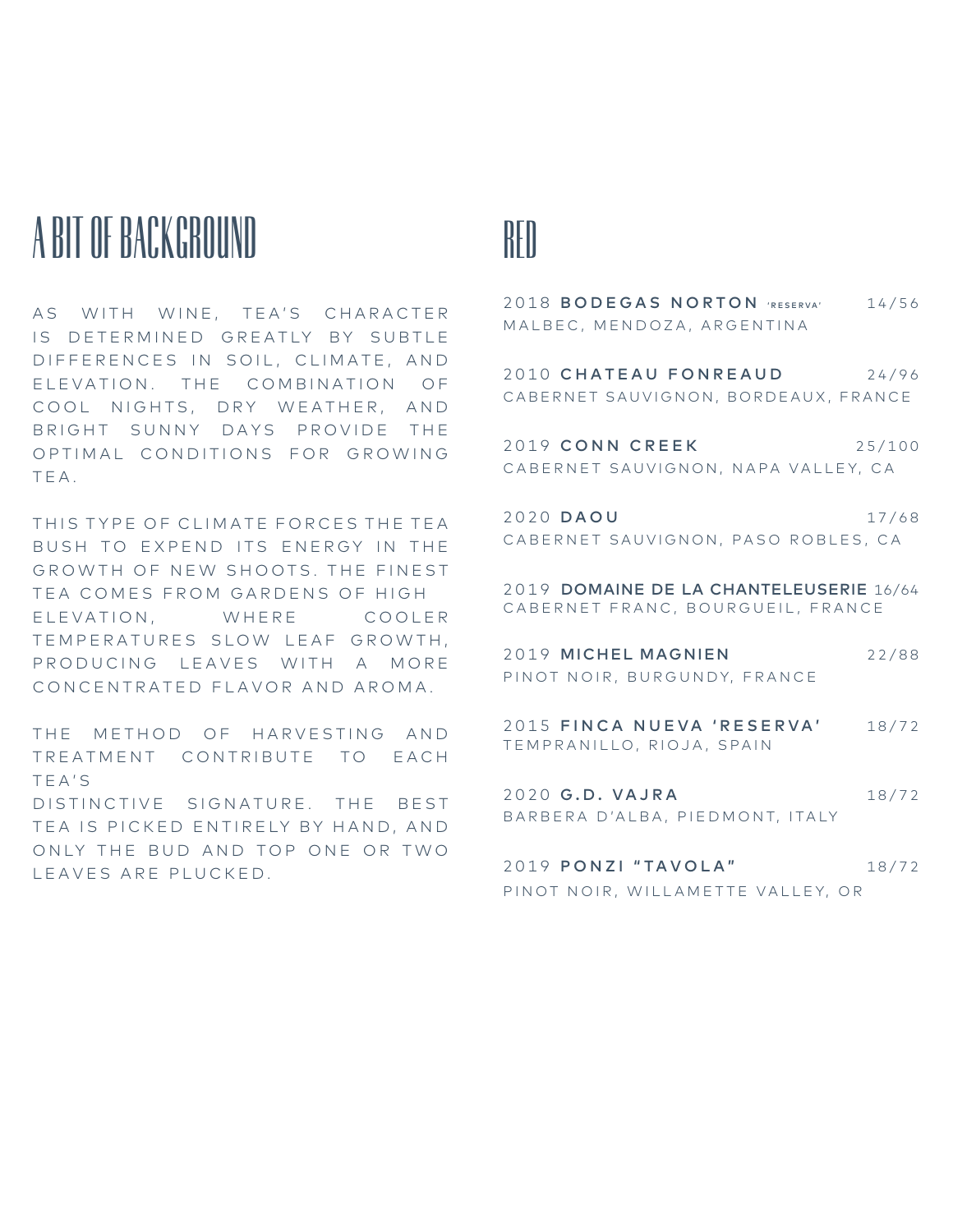# A BIT OF BACKGROUND

AS WITH WINE, TEA'S CHARACTER IS DETERMINED GREATLY BY SUBTLE DIFFERENCES IN SOIL, CLIMATE, AND ELEVATION. THE COMBINATION OF COOL NIGHTS, DRY WEATHER, AND BRIGHT SUNNY DAYS PROVIDE THE OPTIMAL CONDITIONS FOR GROWING TEA.

THIS TYPE OF CLIMATE FORCES THE TEA BUSH TO EXPEND ITS ENERGY IN THE GROWTH OF NEW SHOOTS. THE FINEST TEA COMES FROM GARDENS OF HIGH ELEVATION, WHERE COOLER TEMPERATURES SLOW LEAF GROWTH, PRODUCING LEAVES WITH A MORE CONCENTRATED FLAVOR AND AROMA.

THE METHOD OF HARVESTING AND TREATMENT CONTRIBUTE TO EACH TEA'S
DISTINCTIVE SIGNATURE. THE BEST TEA IS PICKED ENTIRELY BY HAND, AND ONLY THE BUD AND TOP ONE OR TWO LEAVES ARE PLUCKED.

# RED

2018 **BODEGAS NORTON** **'RESERVA'** 14/56
MALBEC, MENDOZA, ARGENTINA

2010 **CHATEAU FONREAUD** 24/96
CABERNET SAUVIGNON, BORDEAUX, FRANCE

2019 **CONN CREEK** 25/100
CABERNET SAUVIGNON, NAPA VALLEY, CA

2020 **DAOU** 17/68
CABERNET SAUVIGNON, PASO ROBLES, CA

2019 **DOMAINE DE LA CHANTELEUSERIE** 16/64
CABERNET FRANC, BOURGUEIL, FRANCE

2019 **MICHEL MAGNIEN** 22/88
PINOT NOIR, BURGUNDY, FRANCE

2015 **FINCA NUEVA 'RESERVA'** 18/72
TEMPRANILLO, RIOJA, SPAIN

2020 **G.D. VAJRA** 18/72
BARBERA D'ALBA, PIEDMONT, ITALY

2019 **PONZI "TAVOLA"** 18/72
PINOT NOIR, WILLAMETTE VALLEY, OR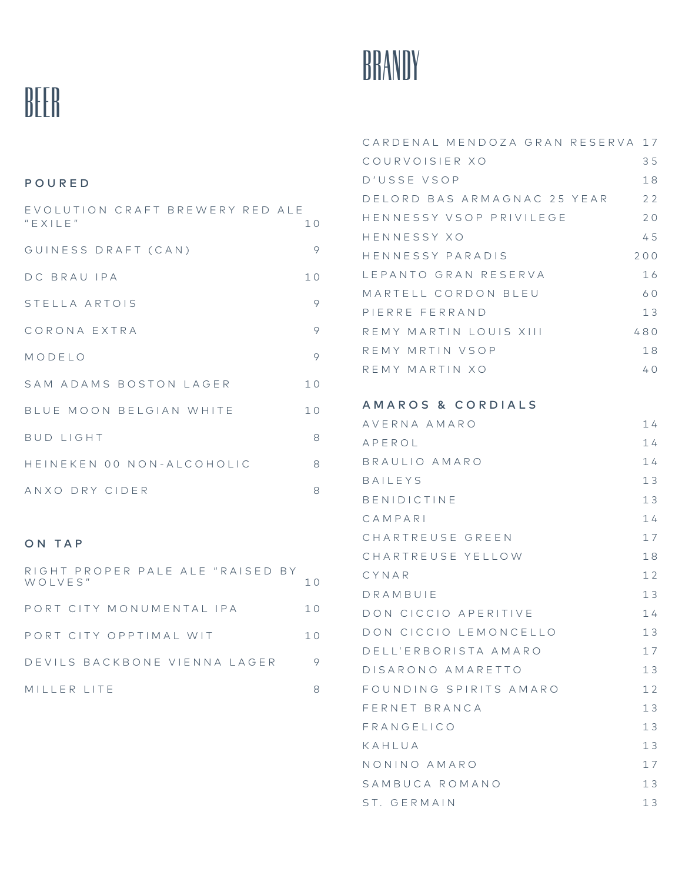# BEER

### POURED

| | |
|---|---|
| EVOLUTION CRAFT BREWERY RED ALE "EXILE" | 10 |
| GUINESS DRAFT (CAN) | 9 |
| DC BRAU IPA | 10 |
| STELLA ARTOIS | 9 |
| CORONA EXTRA | 9 |
| MODELO | 9 |
| SAM ADAMS BOSTON LAGER | 10 |
| BLUE MOON BELGIAN WHITE | 10 |
| BUD LIGHT | 8 |
| HEINEKEN 00 NON-ALCOHOLIC | 8 |
| ANXO DRY CIDER | 8 |

### ON TAP

| | |
|---|---|
| RIGHT PROPER PALE ALE "RAISED BY WOLVES" | 10 |
| PORT CITY MONUMENTAL IPA | 10 |
| PORT CITY OPPTIMAL WIT | 10 |
| DEVILS BACKBONE VIENNA LAGER | 9 |
| MILLER LITE | 8 |

# BRANDY

| | |
|---|---|
| CARDENAL MENDOZA GRAN RESERVA | 17 |
| COURVOISIER XO | 35 |
| D'USSE VSOP | 18 |
| DELORD BAS ARMAGNAC 25 YEAR | 22 |
| HENNESSY VSOP PRIVILEGE | 20 |
| HENNESSY XO | 45 |
| HENNESSY PARADIS | 200 |
| LEPANTO GRAN RESERVA | 16 |
| MARTELL CORDON BLEU | 60 |
| PIERRE FERRAND | 13 |
| REMY MARTIN LOUIS XIII | 480 |
| REMY MRTIN VSOP | 18 |
| REMY MARTIN XO | 40 |

### AMAROS & CORDIALS

| | |
|---|---|
| AVERNA AMARO | 14 |
| APEROL | 14 |
| BRAULIO AMARO | 14 |
| BAILEYS | 13 |
| BENIDICTINE | 13 |
| CAMPARI | 14 |
| CHARTREUSE GREEN | 17 |
| CHARTREUSE YELLOW | 18 |
| CYNAR | 12 |
| DRAMBUIE | 13 |
| DON CICCIO APERITIVE | 14 |
| DON CICCIO LEMONCELLO | 13 |
| DELL'ERBORISTA AMARO | 17 |
| DISARONO AMARETTO | 13 |
| FOUNDING SPIRITS AMARO | 12 |
| FERNET BRANCA | 13 |
| FRANGELICO | 13 |
| KAHLUA | 13 |
| NONINO AMARO | 17 |
| SAMBUCA ROMANO | 13 |
| ST. GERMAIN | 13 |